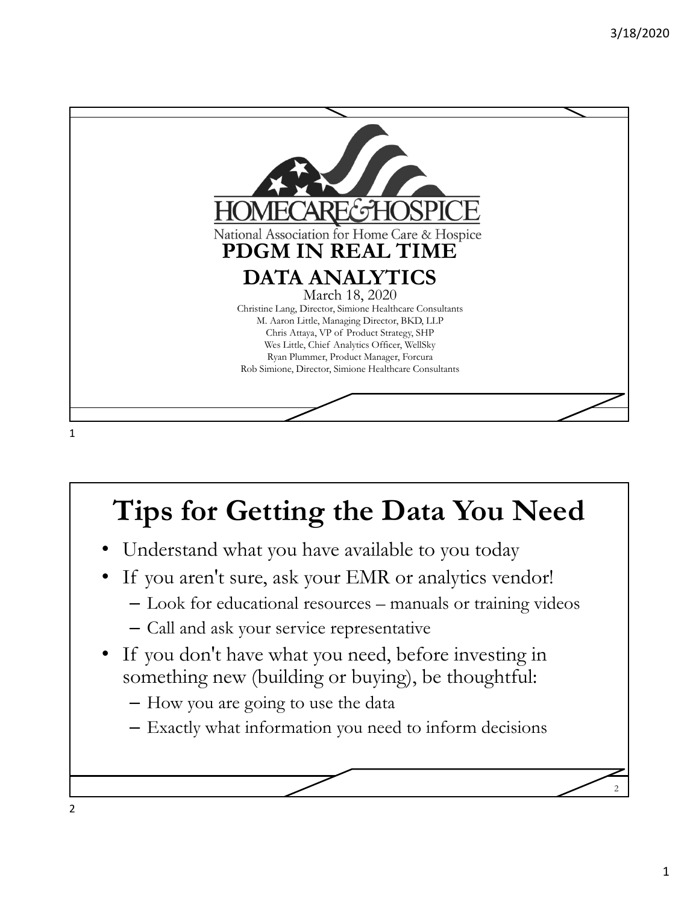HOMECARE & HOSPICE

National Association for Home Care & Hospice

# PDGM IN REAL TIME DATA ANALYTICS

March 18, 2020

Christine Lang, Director, Simione Healthcare Consultants
M. Aaron Little, Managing Director, BKD, LLP
Chris Attaya, VP of Product Strategy, SHP
Wes Little, Chief Analytics Officer, WellSky
Ryan Plummer, Product Manager, Forcura
Rob Simione, Director, Simione Healthcare Consultants

## Tips for Getting the Data You Need

- Understand what you have available to you today
- If you aren't sure, ask your EMR or analytics vendor!
  - Look for educational resources – manuals or training videos
  - Call and ask your service representative
- If you don't have what you need, before investing in something new (building or buying), be thoughtful:
  - How you are going to use the data
  - Exactly what information you need to inform decisions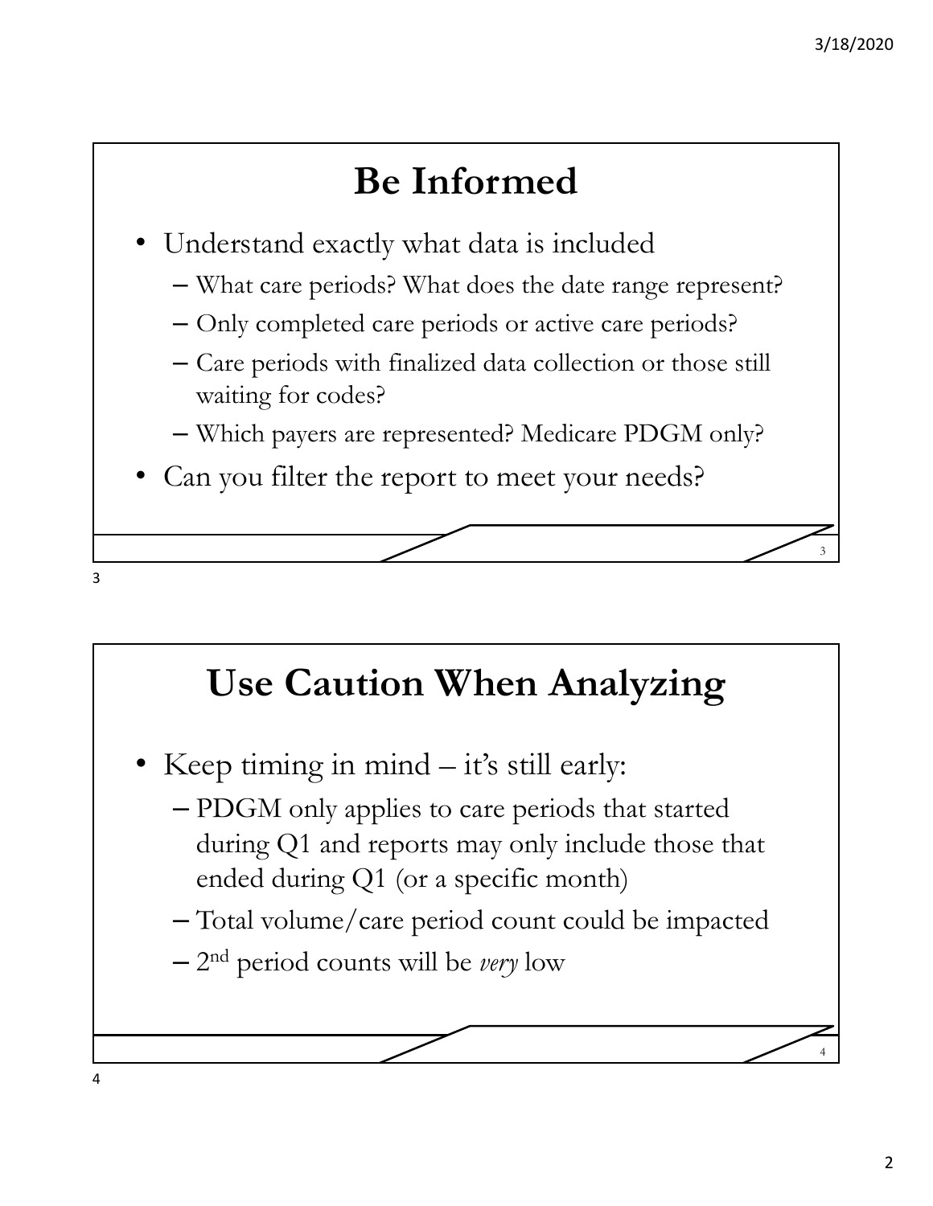## Be Informed

- Understand exactly what data is included
  - What care periods? What does the date range represent?
  - Only completed care periods or active care periods?
  - Care periods with finalized data collection or those still waiting for codes?
  - Which payers are represented? Medicare PDGM only?
- Can you filter the report to meet your needs?

## Use Caution When Analyzing

- Keep timing in mind – it's still early:
  - PDGM only applies to care periods that started during Q1 and reports may only include those that ended during Q1 (or a specific month)
  - Total volume/care period count could be impacted
  - 2nd period counts will be *very* low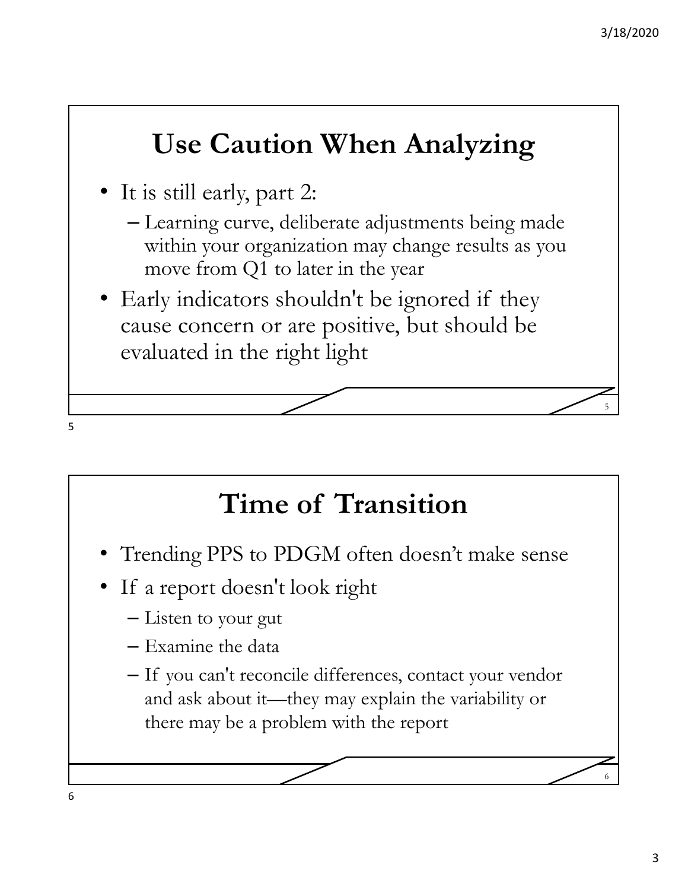## Use Caution When Analyzing

- It is still early, part 2:
  - Learning curve, deliberate adjustments being made within your organization may change results as you move from Q1 to later in the year
- Early indicators shouldn't be ignored if they cause concern or are positive, but should be evaluated in the right light

## Time of Transition

- Trending PPS to PDGM often doesn't make sense
- If a report doesn't look right
  - Listen to your gut
  - Examine the data
  - If you can't reconcile differences, contact your vendor and ask about it—they may explain the variability or there may be a problem with the report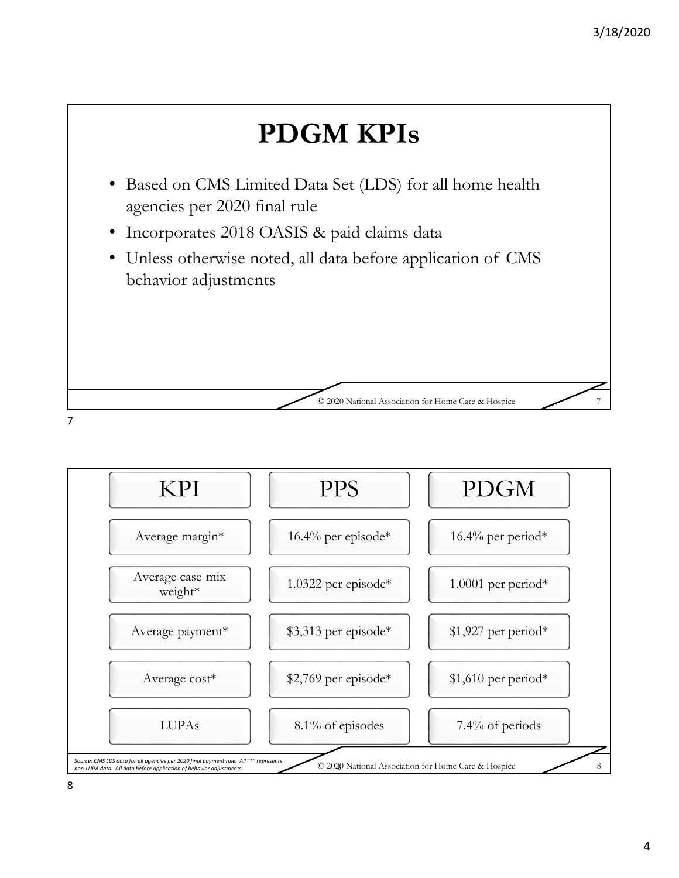# PDGM KPIs

- Based on CMS Limited Data Set (LDS) for all home health agencies per 2020 final rule
- Incorporates 2018 OASIS & paid claims data
- Unless otherwise noted, all data before application of CMS behavior adjustments

| KPI | PPS | PDGM |
| --- | --- | --- |
| Average margin* | 16.4% per episode* | 16.4% per period* |
| Average case-mix weight* | 1.0322 per episode* | 1.0001 per period* |
| Average payment* | $3,313 per episode* | $1,927 per period* |
| Average cost* | $2,769 per episode* | $1,610 per period* |
| LUPAs | 8.1% of episodes | 7.4% of periods |

*Source: CMS LDS data for all agencies per 2020 final payment rule. All "*" represents non-LUPA data. All data before application of behavior adjustments.*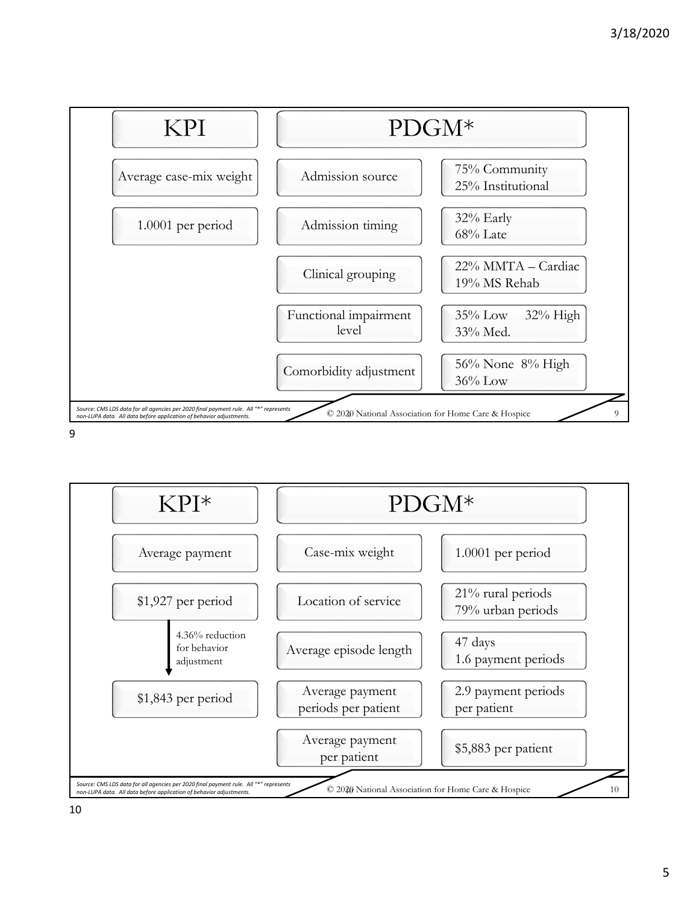| KPI | PDGM* | |
|---|---|---|
| Average case-mix weight | Admission source | 75% Community<br>25% Institutional |
| 1.0001 per period | Admission timing | 32% Early<br>68% Late |
| | Clinical grouping | 22% MMTA – Cardiac<br>19% MS Rehab |
| | Functional impairment level | 35% Low 32% High<br>33% Med. |
| | Comorbidity adjustment | 56% None 8% High<br>36% Low |

*Source: CMS LDS data for all agencies per 2020 final payment rule. All "*" represents non-LUPA data. All data before application of behavior adjustments.*

© 2020 National Association for Home Care & Hospice

| KPI* | PDGM* | |
|---|---|---|
| Average payment | Case-mix weight | 1.0001 per period |
| $1,927 per period | Location of service | 21% rural periods<br>79% urban periods |
| ↓ 4.36% reduction for behavior adjustment | Average episode length | 47 days<br>1.6 payment periods |
| $1,843 per period | Average payment periods per patient | 2.9 payment periods per patient |
| | Average payment per patient | $5,883 per patient |

*Source: CMS LDS data for all agencies per 2020 final payment rule. All "*" represents non-LUPA data. All data before application of behavior adjustments.*

© 2020 National Association for Home Care & Hospice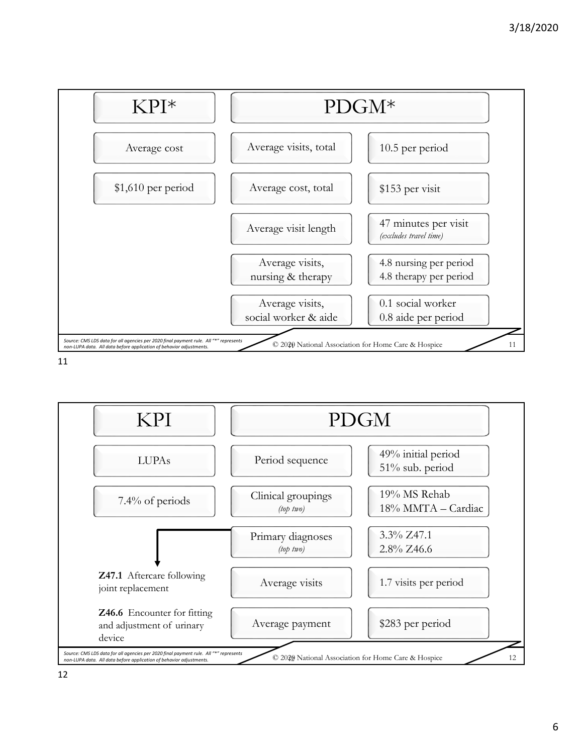## KPI* | PDGM*

| KPI* | PDGM* | |
|---|---|---|
| Average cost | Average visits, total | 10.5 per period |
| $1,610 per period | Average cost, total | $153 per visit |
| | Average visit length | 47 minutes per visit *(excludes travel time)* |
| | Average visits, nursing & therapy | 4.8 nursing per period<br>4.8 therapy per period |
| | Average visits, social worker & aide | 0.1 social worker<br>0.8 aide per period |

*Source: CMS LDS data for all agencies per 2020 final payment rule. All "*" represents non-LUPA data. All data before application of behavior adjustments.*

© 2020 National Association for Home Care & Hospice

## KPI | PDGM

| KPI | PDGM | |
|---|---|---|
| LUPAs | Period sequence | 49% initial period<br>51% sub. period |
| 7.4% of periods | Clinical groupings *(top two)* | 19% MS Rehab<br>18% MMTA – Cardiac |
| | Primary diagnoses *(top two)* | 3.3% Z47.1<br>2.8% Z46.6 |
| | Average visits | 1.7 visits per period |
| | Average payment | $283 per period |

**Z47.1** Aftercare following joint replacement

**Z46.6** Encounter for fitting and adjustment of urinary device

*Source: CMS LDS data for all agencies per 2020 final payment rule. All "*" represents non-LUPA data. All data before application of behavior adjustments.*

© 2020 National Association for Home Care & Hospice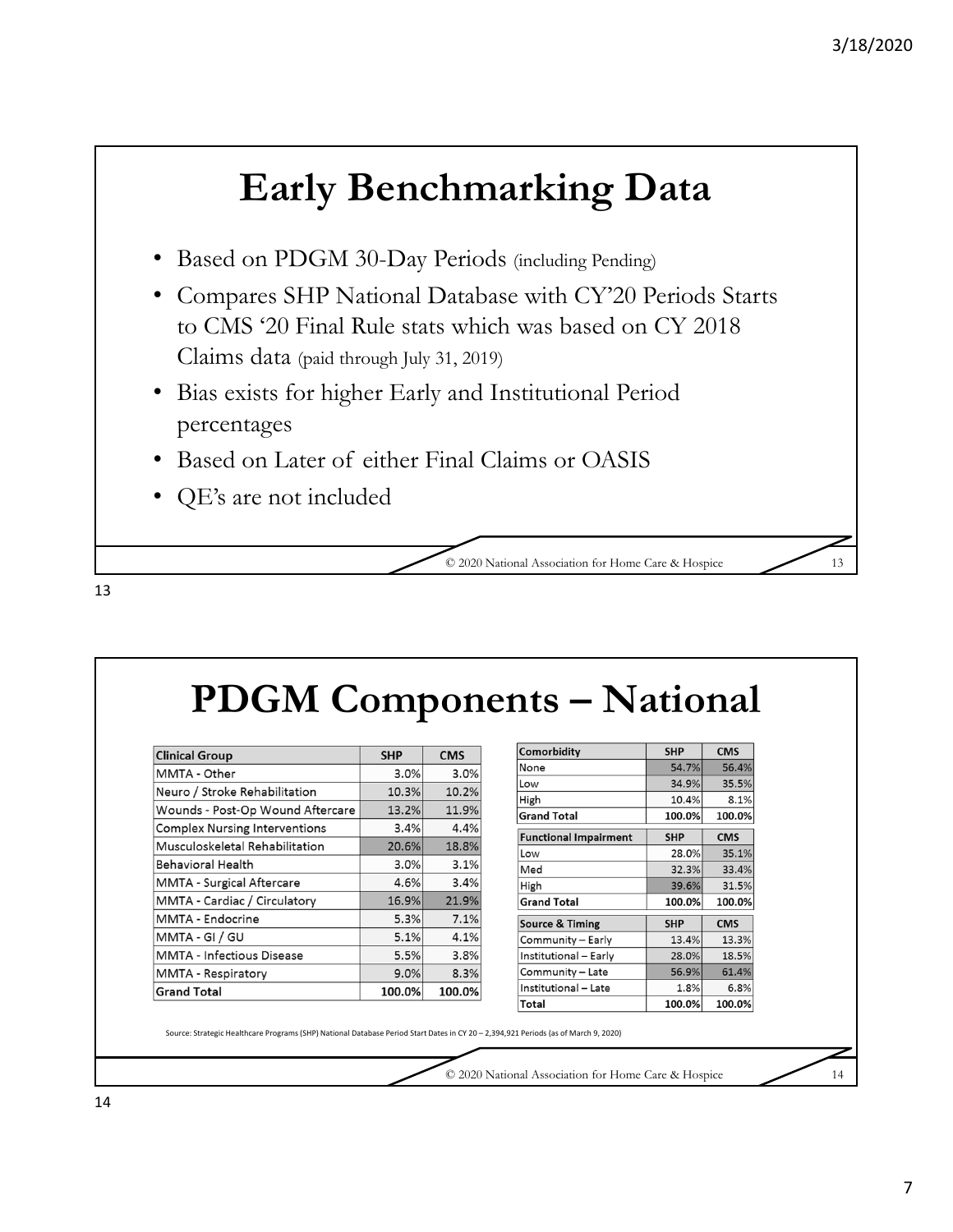# Early Benchmarking Data

- Based on PDGM 30-Day Periods (including Pending)
- Compares SHP National Database with CY'20 Periods Starts to CMS '20 Final Rule stats which was based on CY 2018 Claims data (paid through July 31, 2019)
- Bias exists for higher Early and Institutional Period percentages
- Based on Later of either Final Claims or OASIS
- QE's are not included

© 2020 National Association for Home Care & Hospice

# PDGM Components – National

| Clinical Group | SHP | CMS |
|---|---|---|
| MMTA - Other | 3.0% | 3.0% |
| Neuro / Stroke Rehabilitation | 10.3% | 10.2% |
| Wounds - Post-Op Wound Aftercare | 13.2% | 11.9% |
| Complex Nursing Interventions | 3.4% | 4.4% |
| Musculoskeletal Rehabilitation | 20.6% | 18.8% |
| Behavioral Health | 3.0% | 3.1% |
| MMTA - Surgical Aftercare | 4.6% | 3.4% |
| MMTA - Cardiac / Circulatory | 16.9% | 21.9% |
| MMTA - Endocrine | 5.3% | 7.1% |
| MMTA - GI / GU | 5.1% | 4.1% |
| MMTA - Infectious Disease | 5.5% | 3.8% |
| MMTA - Respiratory | 9.0% | 8.3% |
| **Grand Total** | **100.0%** | **100.0%** |

| Comorbidity | SHP | CMS |
|---|---|---|
| None | 54.7% | 56.4% |
| Low | 34.9% | 35.5% |
| High | 10.4% | 8.1% |
| **Grand Total** | **100.0%** | **100.0%** |

| Functional Impairment | SHP | CMS |
|---|---|---|
| Low | 28.0% | 35.1% |
| Med | 32.3% | 33.4% |
| High | 39.6% | 31.5% |
| **Grand Total** | **100.0%** | **100.0%** |

| Source & Timing | SHP | CMS |
|---|---|---|
| Community – Early | 13.4% | 13.3% |
| Institutional – Early | 28.0% | 18.5% |
| Community – Late | 56.9% | 61.4% |
| Institutional – Late | 1.8% | 6.8% |
| **Total** | **100.0%** | **100.0%** |

Source: Strategic Healthcare Programs (SHP) National Database Period Start Dates in CY 20 – 2,394,921 Periods (as of March 9, 2020)

© 2020 National Association for Home Care & Hospice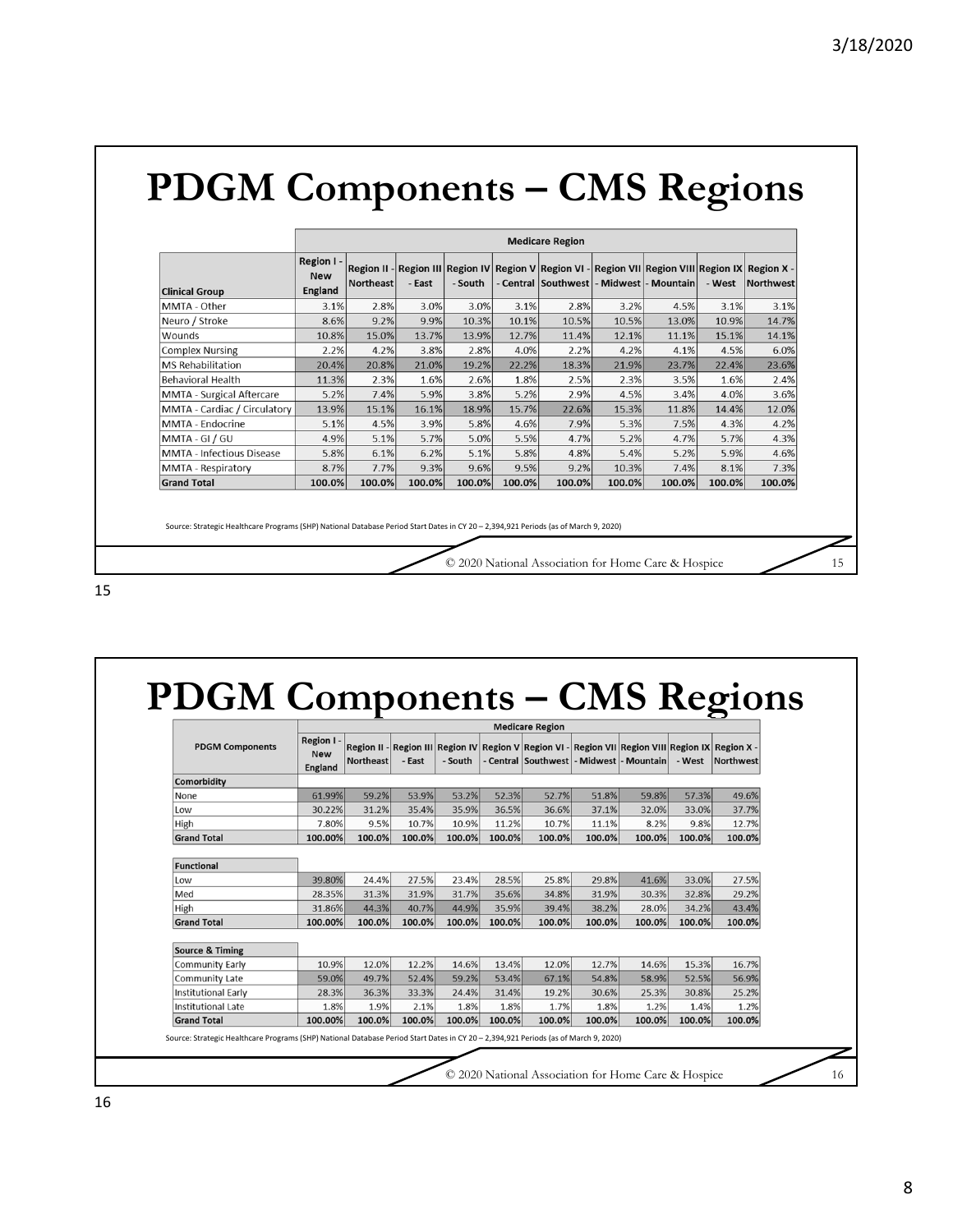# PDGM Components – CMS Regions

| Clinical Group | Region I - New England | Region II - Northeast | Region III - East | Region IV - South | Region V - Central | Region VI - Southwest | Region VII - Midwest | Region VIII - Mountain | Region IX - West | Region X - Northwest |
|---|---|---|---|---|---|---|---|---|---|---|
| | Medicare Region | | | | | | | | | |
| MMTA - Other | 3.1% | 2.8% | 3.0% | 3.0% | 3.1% | 2.8% | 3.2% | 4.5% | 3.1% | 3.1% |
| Neuro / Stroke | 8.6% | 9.2% | 9.9% | 10.3% | 10.1% | 10.5% | 10.5% | 13.0% | 10.9% | 14.7% |
| Wounds | 10.8% | 15.0% | 13.7% | 13.9% | 12.7% | 11.4% | 12.1% | 11.1% | 15.1% | 14.1% |
| Complex Nursing | 2.2% | 4.2% | 3.8% | 2.8% | 4.0% | 2.2% | 4.2% | 4.1% | 4.5% | 6.0% |
| MS Rehabilitation | 20.4% | 20.8% | 21.0% | 19.2% | 22.2% | 18.3% | 21.9% | 23.7% | 22.4% | 23.6% |
| Behavioral Health | 11.3% | 2.3% | 1.6% | 2.6% | 1.8% | 2.5% | 2.3% | 3.5% | 1.6% | 2.4% |
| MMTA - Surgical Aftercare | 5.2% | 7.4% | 5.9% | 3.8% | 5.2% | 2.9% | 4.5% | 3.4% | 4.0% | 3.6% |
| MMTA - Cardiac / Circulatory | 13.9% | 15.1% | 16.1% | 18.9% | 15.7% | 22.6% | 15.3% | 11.8% | 14.4% | 12.0% |
| MMTA - Endocrine | 5.1% | 4.5% | 3.9% | 5.8% | 4.6% | 7.9% | 5.3% | 7.5% | 4.3% | 4.2% |
| MMTA - GI / GU | 4.9% | 5.1% | 5.7% | 5.0% | 5.5% | 4.7% | 5.2% | 4.7% | 5.7% | 4.3% |
| MMTA - Infectious Disease | 5.8% | 6.1% | 6.2% | 5.1% | 5.8% | 4.8% | 5.4% | 5.2% | 5.9% | 4.6% |
| MMTA - Respiratory | 8.7% | 7.7% | 9.3% | 9.6% | 9.5% | 9.2% | 10.3% | 7.4% | 8.1% | 7.3% |
| **Grand Total** | **100.0%** | **100.0%** | **100.0%** | **100.0%** | **100.0%** | **100.0%** | **100.0%** | **100.0%** | **100.0%** | **100.0%** |

Source: Strategic Healthcare Programs (SHP) National Database Period Start Dates in CY 20 – 2,394,921 Periods (as of March 9, 2020)

© 2020 National Association for Home Care & Hospice

# PDGM Components – CMS Regions

| PDGM Components | Region I - New England | Region II - Northeast | Region III - East | Region IV - South | Region V - Central | Region VI - Southwest | Region VII - Midwest | Region VIII - Mountain | Region IX - West | Region X - Northwest |
|---|---|---|---|---|---|---|---|---|---|---|
| | Medicare Region | | | | | | | | | |
| **Comorbidity** | | | | | | | | | | |
| None | 61.99% | 59.2% | 53.9% | 53.2% | 52.3% | 52.7% | 51.8% | 59.8% | 57.3% | 49.6% |
| Low | 30.22% | 31.2% | 35.4% | 35.9% | 36.5% | 36.6% | 37.1% | 32.0% | 33.0% | 37.7% |
| High | 7.80% | 9.5% | 10.7% | 10.9% | 11.2% | 10.7% | 11.1% | 8.2% | 9.8% | 12.7% |
| **Grand Total** | **100.00%** | **100.0%** | **100.0%** | **100.0%** | **100.0%** | **100.0%** | **100.0%** | **100.0%** | **100.0%** | **100.0%** |
| **Functional** | | | | | | | | | | |
| Low | 39.80% | 24.4% | 27.5% | 23.4% | 28.5% | 25.8% | 29.8% | 41.6% | 33.0% | 27.5% |
| Med | 28.35% | 31.3% | 31.9% | 31.7% | 35.6% | 34.8% | 31.9% | 30.3% | 32.8% | 29.2% |
| High | 31.86% | 44.3% | 40.7% | 44.9% | 35.9% | 39.4% | 38.2% | 28.0% | 34.2% | 43.4% |
| **Grand Total** | **100.00%** | **100.0%** | **100.0%** | **100.0%** | **100.0%** | **100.0%** | **100.0%** | **100.0%** | **100.0%** | **100.0%** |
| **Source & Timing** | | | | | | | | | | |
| Community Early | 10.9% | 12.0% | 12.2% | 14.6% | 13.4% | 12.0% | 12.7% | 14.6% | 15.3% | 16.7% |
| Community Late | 59.0% | 49.7% | 52.4% | 59.2% | 53.4% | 67.1% | 54.8% | 58.9% | 52.5% | 56.9% |
| Institutional Early | 28.3% | 36.3% | 33.3% | 24.4% | 31.4% | 19.2% | 30.6% | 25.3% | 30.8% | 25.2% |
| Institutional Late | 1.8% | 1.9% | 2.1% | 1.8% | 1.8% | 1.7% | 1.8% | 1.2% | 1.4% | 1.2% |
| **Grand Total** | **100.00%** | **100.0%** | **100.0%** | **100.0%** | **100.0%** | **100.0%** | **100.0%** | **100.0%** | **100.0%** | **100.0%** |

Source: Strategic Healthcare Programs (SHP) National Database Period Start Dates in CY 20 – 2,394,921 Periods (as of March 9, 2020)

© 2020 National Association for Home Care & Hospice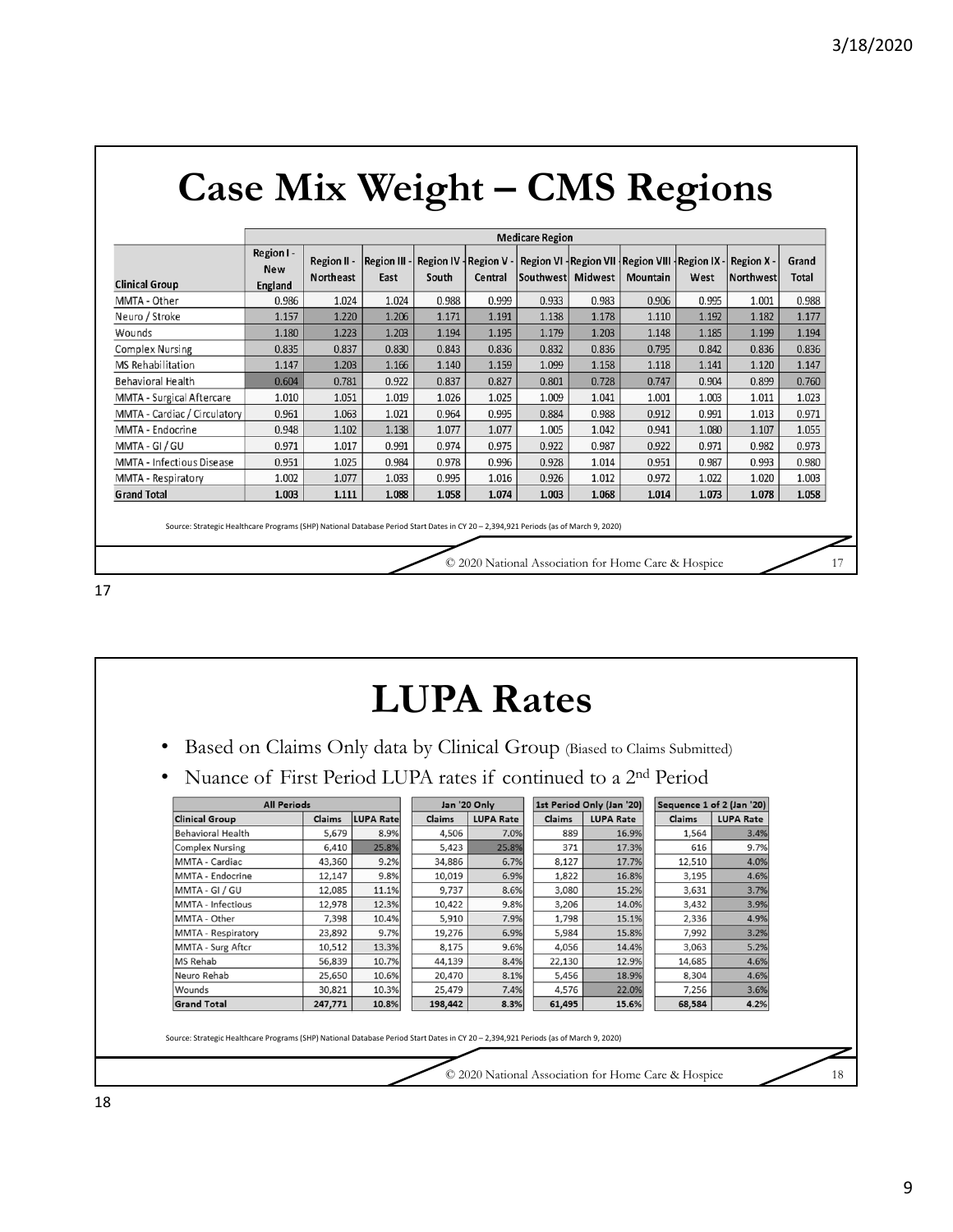# Case Mix Weight – CMS Regions

| Clinical Group | Medicare Region | | | | | | | | | | |
|---|---|---|---|---|---|---|---|---|---|---|---|
| | Region I - New England | Region II - Northeast | Region III - East | Region IV - South | Region V - Central | Region VI - Southwest | Region VII - Midwest | Region VIII - Mountain | Region IX - West | Region X - Northwest | Grand Total |
| MMTA - Other | 0.986 | 1.024 | 1.024 | 0.988 | 0.999 | 0.933 | 0.983 | 0.906 | 0.995 | 1.001 | 0.988 |
| Neuro / Stroke | 1.157 | 1.220 | 1.206 | 1.171 | 1.191 | 1.138 | 1.178 | 1.110 | 1.192 | 1.182 | 1.177 |
| Wounds | 1.180 | 1.223 | 1.203 | 1.194 | 1.195 | 1.179 | 1.203 | 1.148 | 1.185 | 1.199 | 1.194 |
| Complex Nursing | 0.835 | 0.837 | 0.830 | 0.843 | 0.836 | 0.832 | 0.836 | 0.795 | 0.842 | 0.836 | 0.836 |
| MS Rehabilitation | 1.147 | 1.203 | 1.166 | 1.140 | 1.159 | 1.099 | 1.158 | 1.118 | 1.141 | 1.120 | 1.147 |
| Behavioral Health | 0.604 | 0.781 | 0.922 | 0.837 | 0.827 | 0.801 | 0.728 | 0.747 | 0.904 | 0.899 | 0.760 |
| MMTA - Surgical Aftercare | 1.010 | 1.051 | 1.019 | 1.026 | 1.025 | 1.009 | 1.041 | 1.001 | 1.003 | 1.011 | 1.023 |
| MMTA - Cardiac / Circulatory | 0.961 | 1.063 | 1.021 | 0.964 | 0.995 | 0.884 | 0.988 | 0.912 | 0.991 | 1.013 | 0.971 |
| MMTA - Endocrine | 0.948 | 1.102 | 1.138 | 1.077 | 1.077 | 1.005 | 1.042 | 0.941 | 1.080 | 1.107 | 1.055 |
| MMTA - GI / GU | 0.971 | 1.017 | 0.991 | 0.974 | 0.975 | 0.922 | 0.987 | 0.922 | 0.971 | 0.982 | 0.973 |
| MMTA - Infectious Disease | 0.951 | 1.025 | 0.984 | 0.978 | 0.996 | 0.928 | 1.014 | 0.951 | 0.987 | 0.993 | 0.980 |
| MMTA - Respiratory | 1.002 | 1.077 | 1.033 | 0.995 | 1.016 | 0.926 | 1.012 | 0.972 | 1.022 | 1.020 | 1.003 |
| **Grand Total** | **1.003** | **1.111** | **1.088** | **1.058** | **1.074** | **1.003** | **1.068** | **1.014** | **1.073** | **1.078** | **1.058** |

Source: Strategic Healthcare Programs (SHP) National Database Period Start Dates in CY 20 – 2,394,921 Periods (as of March 9, 2020)

# LUPA Rates

- Based on Claims Only data by Clinical Group (Biased to Claims Submitted)
- Nuance of First Period LUPA rates if continued to a 2nd Period

| Clinical Group | All Periods | | Jan '20 Only | | 1st Period Only (Jan '20) | | Sequence 1 of 2 (Jan '20) | |
|---|---|---|---|---|---|---|---|---|
| | Claims | LUPA Rate | Claims | LUPA Rate | Claims | LUPA Rate | Claims | LUPA Rate |
| Behavioral Health | 5,679 | 8.9% | 4,506 | 7.0% | 889 | 16.9% | 1,564 | 3.4% |
| Complex Nursing | 6,410 | 25.8% | 5,423 | 25.8% | 371 | 17.3% | 616 | 9.7% |
| MMTA - Cardiac | 43,360 | 9.2% | 34,886 | 6.7% | 8,127 | 17.7% | 12,510 | 4.0% |
| MMTA - Endocrine | 12,147 | 9.8% | 10,019 | 6.9% | 1,822 | 16.8% | 3,195 | 4.6% |
| MMTA - GI / GU | 12,085 | 11.1% | 9,737 | 8.6% | 3,080 | 15.2% | 3,631 | 3.7% |
| MMTA - Infectious | 12,978 | 12.3% | 10,422 | 9.8% | 3,206 | 14.0% | 3,432 | 3.9% |
| MMTA - Other | 7,398 | 10.4% | 5,910 | 7.9% | 1,798 | 15.1% | 2,336 | 4.9% |
| MMTA - Respiratory | 23,892 | 9.7% | 19,276 | 6.9% | 5,984 | 15.8% | 7,992 | 3.2% |
| MMTA - Surg Aftcr | 10,512 | 13.3% | 8,175 | 9.6% | 4,056 | 14.4% | 3,063 | 5.2% |
| MS Rehab | 56,839 | 10.7% | 44,139 | 8.4% | 22,130 | 12.9% | 14,685 | 4.6% |
| Neuro Rehab | 25,650 | 10.6% | 20,470 | 8.1% | 5,456 | 18.9% | 8,304 | 4.6% |
| Wounds | 30,821 | 10.3% | 25,479 | 7.4% | 4,576 | 22.0% | 7,256 | 3.6% |
| **Grand Total** | **247,771** | **10.8%** | **198,442** | **8.3%** | **61,495** | **15.6%** | **68,584** | **4.2%** |

Source: Strategic Healthcare Programs (SHP) National Database Period Start Dates in CY 20 – 2,394,921 Periods (as of March 9, 2020)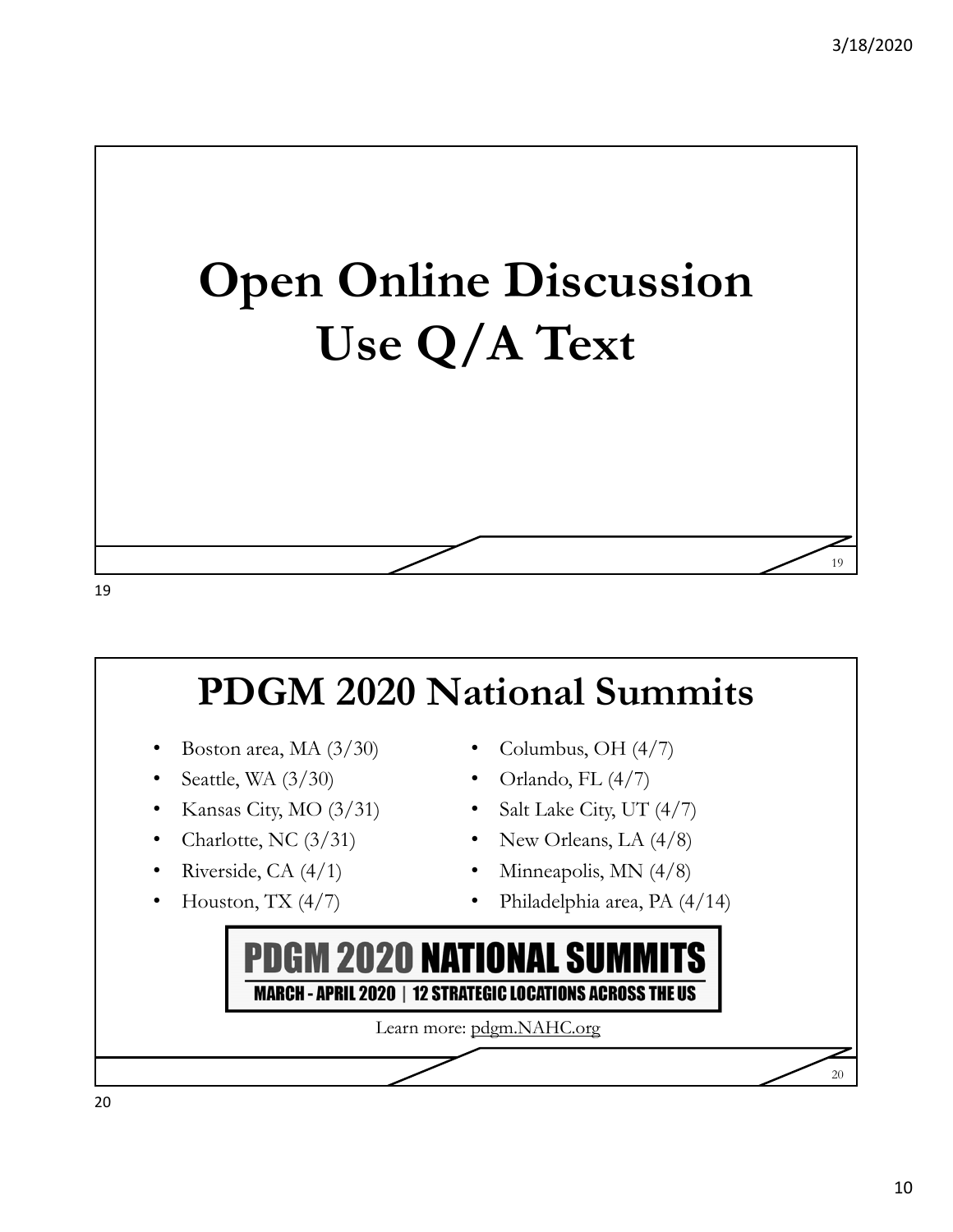# Open Online Discussion Use Q/A Text

# PDGM 2020 National Summits

- Boston area, MA (3/30)
- Seattle, WA (3/30)
- Kansas City, MO (3/31)
- Charlotte, NC (3/31)
- Riverside, CA (4/1)
- Houston, TX (4/7)
- Columbus, OH (4/7)
- Orlando, FL (4/7)
- Salt Lake City, UT (4/7)
- New Orleans, LA (4/8)
- Minneapolis, MN (4/8)
- Philadelphia area, PA (4/14)

**PDGM 2020 NATIONAL SUMMITS**

**MARCH - APRIL 2020 | 12 STRATEGIC LOCATIONS ACROSS THE US**

Learn more: pdgm.NAHC.org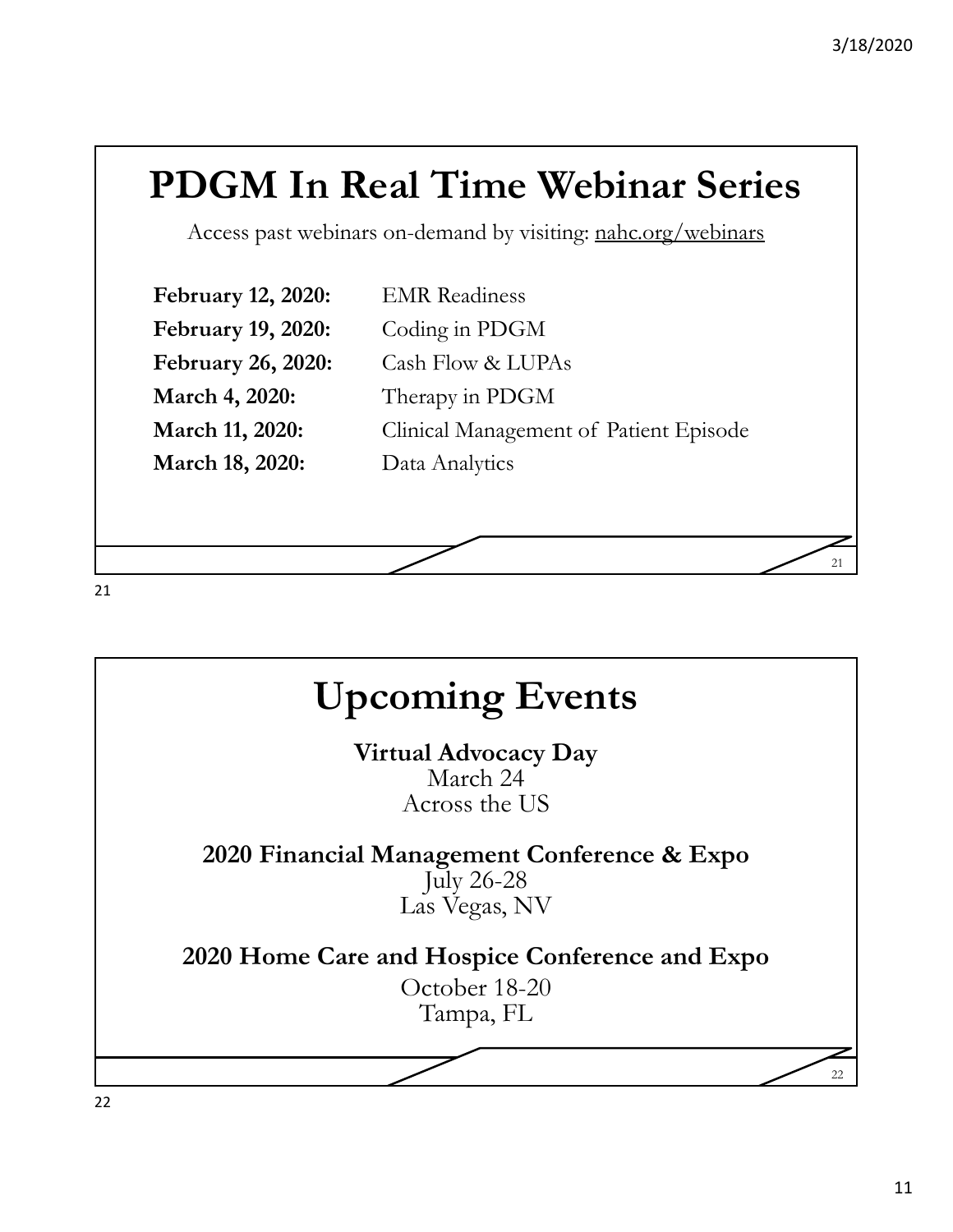# PDGM In Real Time Webinar Series

Access past webinars on-demand by visiting: nahc.org/webinars

| | |
|---|---|
| **February 12, 2020:** | EMR Readiness |
| **February 19, 2020:** | Coding in PDGM |
| **February 26, 2020:** | Cash Flow & LUPAs |
| **March 4, 2020:** | Therapy in PDGM |
| **March 11, 2020:** | Clinical Management of Patient Episode |
| **March 18, 2020:** | Data Analytics |

# Upcoming Events

**Virtual Advocacy Day**
March 24
Across the US

**2020 Financial Management Conference & Expo**
July 26-28
Las Vegas, NV

**2020 Home Care and Hospice Conference and Expo**
October 18-20
Tampa, FL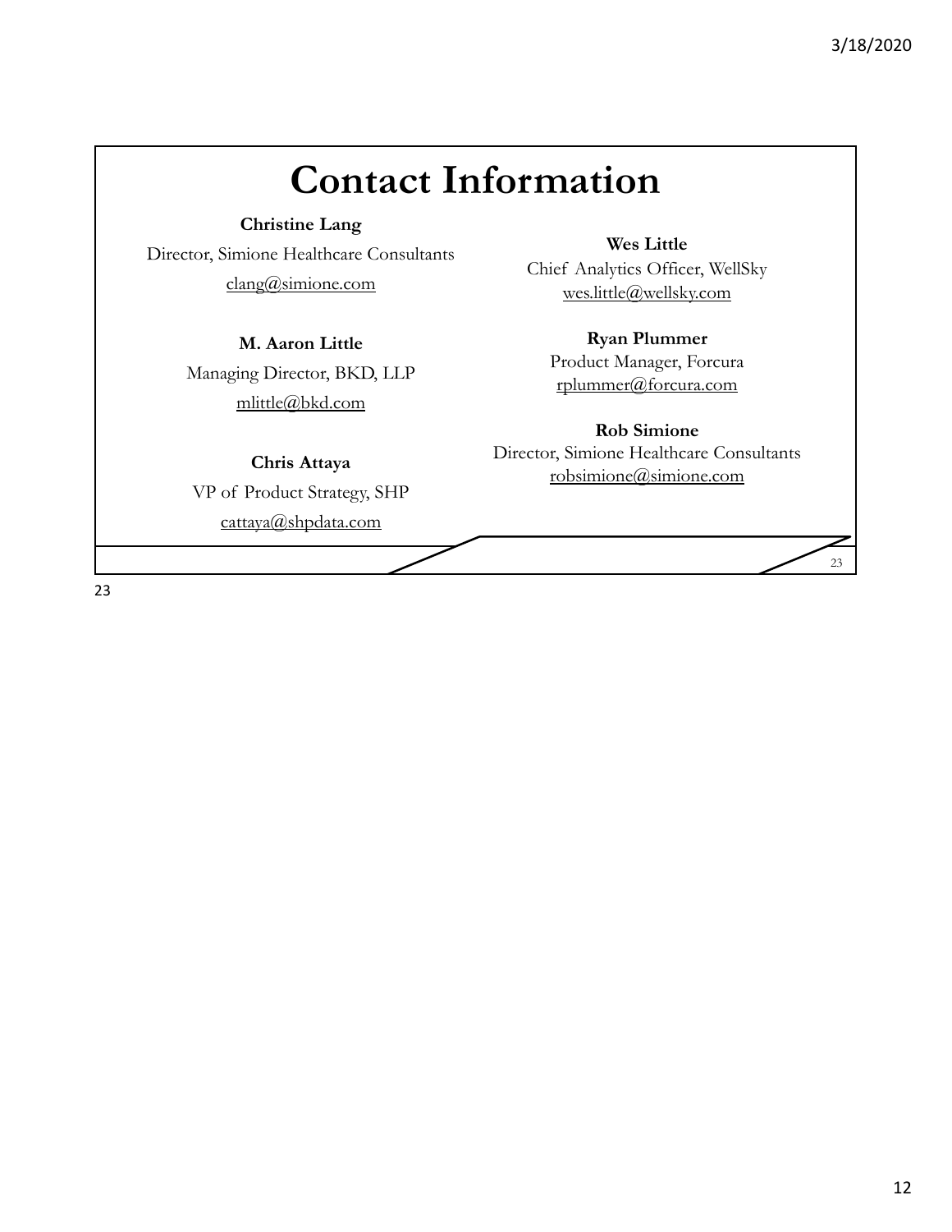# Contact Information

**Christine Lang**
Director, Simione Healthcare Consultants
clang@simione.com

**M. Aaron Little**
Managing Director, BKD, LLP
mlittle@bkd.com

**Chris Attaya**
VP of Product Strategy, SHP
cattaya@shpdata.com

**Wes Little**
Chief Analytics Officer, WellSky
wes.little@wellsky.com

**Ryan Plummer**
Product Manager, Forcura
rplummer@forcura.com

**Rob Simione**
Director, Simione Healthcare Consultants
robsimione@simione.com